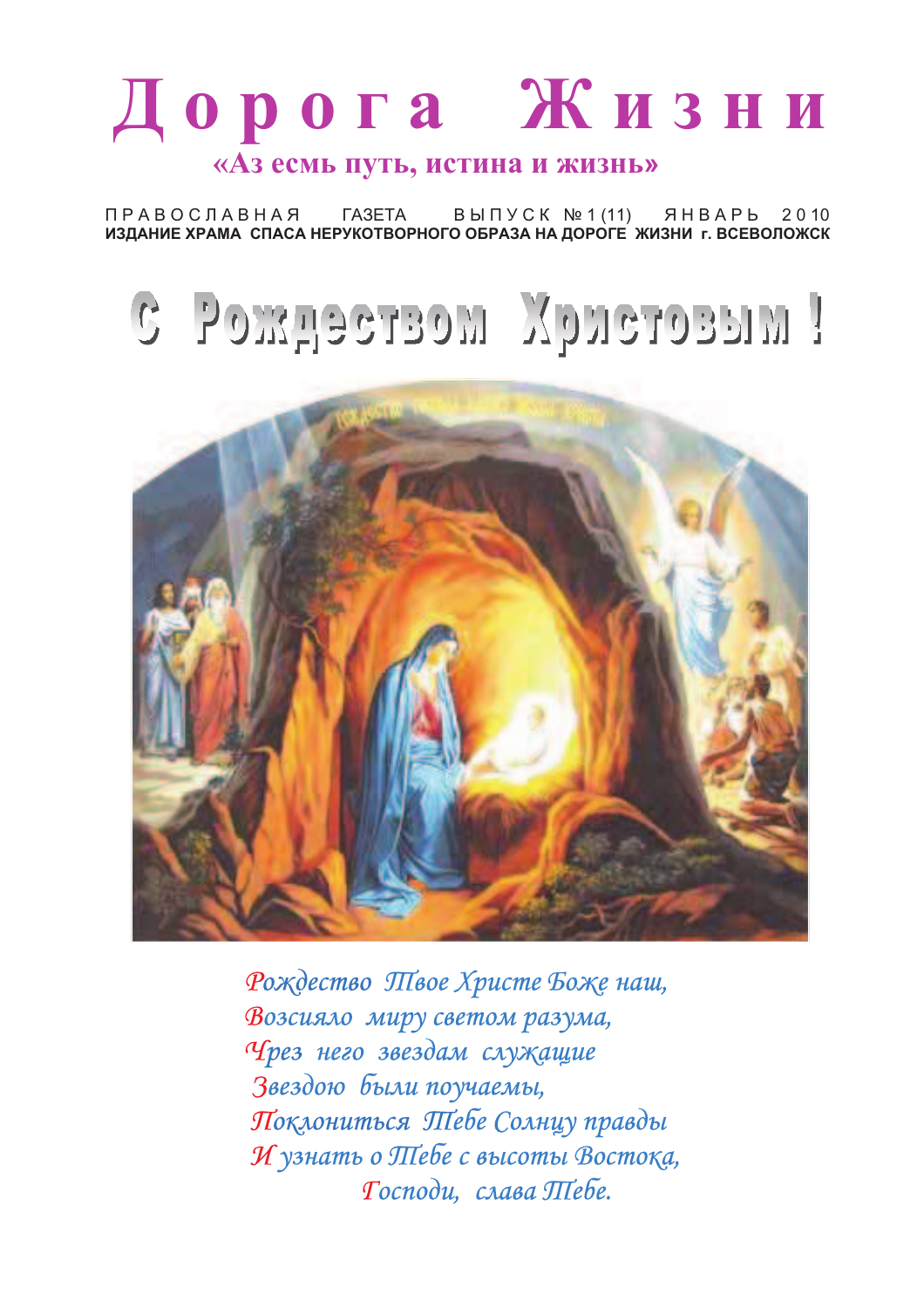# Дорога Жизни

**«Аз есмь путь, истина и жизнь»**

ПРАВОСЛАВНАЯ ГАЗЕТА ВЫПУСК №1 (11) ЯНВАРЬ 2010

**ИЗДАНИЕ ХРАМА СПАСА НЕРУКОТВОРНОГО ОБРАЗА НА ДОРОГЕ ЖИЗНИ г. ВСЕВОЛОЖСК**

## С Рождеством Христовым!

*Рождество Твое Христе Боже наш,*
*Возсияло миру светом разума,*
*Чрез него звездам служащие*
*Звездою были поучаемы,*
*Поклониться Тебе Солнцу правды*
*И узнать о Тебе с высоты Востока,*
*Господи, слава Тебе.*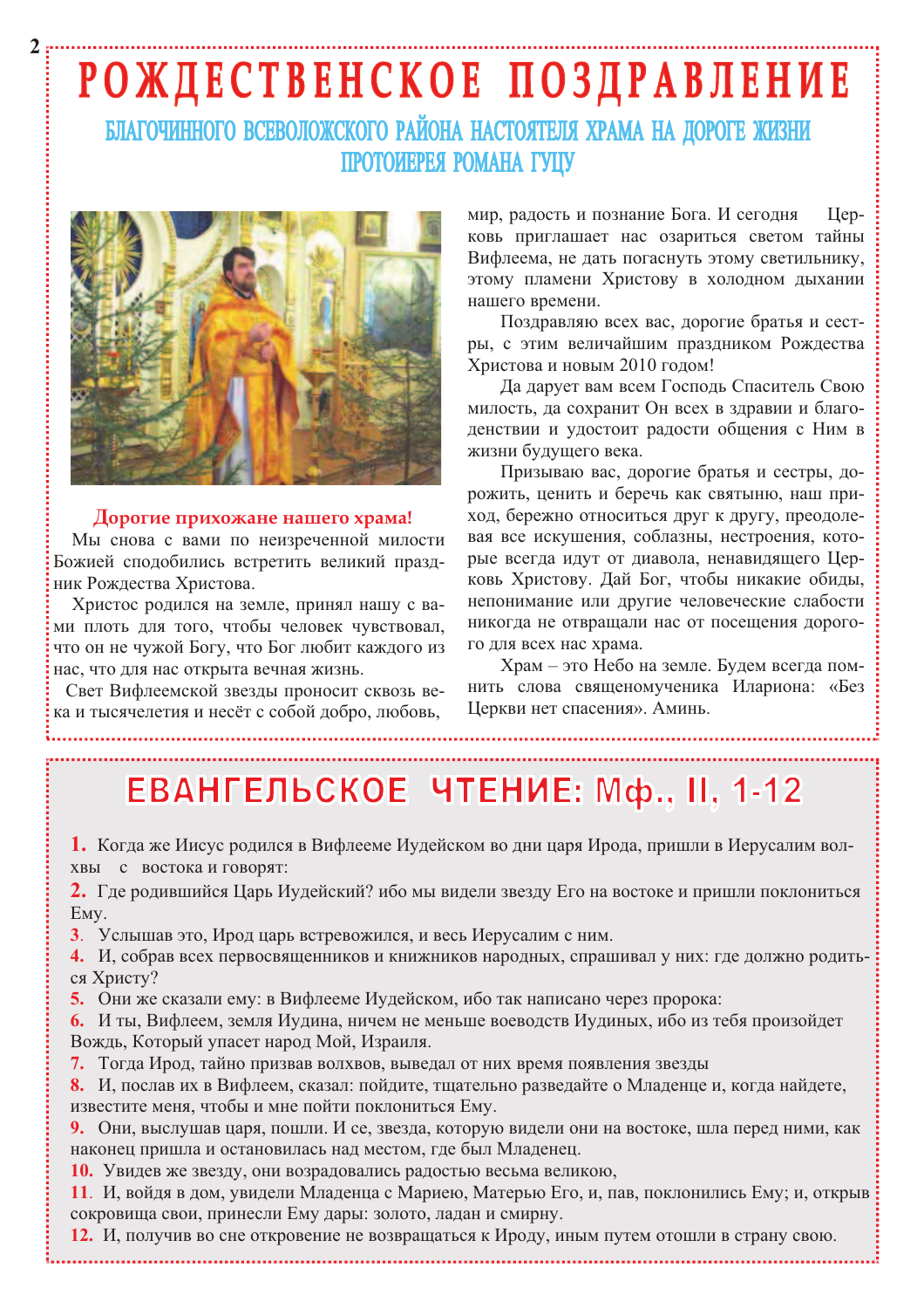# РОЖДЕСТВЕНСКОЕ ПОЗДРАВЛЕНИЕ

## БЛАГОЧИННОГО ВСЕВОЛОЖСКОГО РАЙОНА НАСТОЯТЕЛЯ ХРАМА НА ДОРОГЕ ЖИЗНИ ПРОТОИЕРЕЯ РОМАНА ГУЦУ

**Дорогие прихожане нашего храма!**

Мы снова с вами по неизреченной милости Божией сподобились встретить великий праздник Рождества Христова.

Христос родился на земле, принял нашу с вами плоть для того, чтобы человек чувствовал, что он не чужой Богу, что Бог любит каждого из нас, что для нас открыта вечная жизнь.

Свет Вифлеемской звезды проносит сквозь века и тысячелетия и несёт с собой добро, любовь, мир, радость и познание Бога. И сегодня Церковь приглашает нас озариться светом тайны Вифлеема, не дать погаснуть этому светильнику, этому пламени Христову в холодном дыхании нашего времени.

Поздравляю всех вас, дорогие братья и сестры, с этим величайшим праздником Рождества Христова и новым 2010 годом!

Да дарует вам всем Господь Спаситель Свою милость, да сохранит Он всех в здравии и благоденствии и удостоит радости общения с Ним в жизни будущего века.

Призываю вас, дорогие братья и сестры, дорожить, ценить и беречь как святыню, наш приход, бережно относиться друг к другу, преодолевая все искушения, соблазны, нестроения, которые всегда идут от диавола, ненавидящего Церковь Христову. Дай Бог, чтобы никакие обиды, непонимание или другие человеческие слабости никогда не отвращали нас от посещения дорогого для всех нас храма.

Храм – это Небо на земле. Будем всегда помнить слова священомученика Илариона: «Без Церкви нет спасения». Аминь.

# ЕВАНГЕЛЬСКОЕ ЧТЕНИЕ: Мф., II, 1-12

**1.** Когда же Иисус родился в Вифлееме Иудейском во дни царя Ирода, пришли в Иерусалим волхвы с востока и говорят:

**2.** Где родившийся Царь Иудейский? ибо мы видели звезду Его на востоке и пришли поклониться Ему.

**3.** Услышав это, Ирод царь встревожился, и весь Иерусалим с ним.

**4.** И, собрав всех первосвященников и книжников народных, спрашивал у них: где должно родиться Христу?

**5.** Они же сказали ему: в Вифлееме Иудейском, ибо так написано через пророка:

**6.** И ты, Вифлеем, земля Иудина, ничем не меньше воеводств Иудиных, ибо из тебя произойдет Вождь, Который упасет народ Мой, Израиля.

**7.** Тогда Ирод, тайно призвав волхвов, выведал от них время появления звезды

**8.** И, послав их в Вифлеем, сказал: пойдите, тщательно разведайте о Младенце и, когда найдете, известите меня, чтобы и мне пойти поклониться Ему.

**9.** Они, выслушав царя, пошли. И се, звезда, которую видели они на востоке, шла перед ними, как наконец пришла и остановилась над местом, где был Младенец.

**10.** Увидев же звезду, они возрадовались радостью весьма великою,

**11.** И, войдя в дом, увидели Младенца с Мариею, Матерью Его, и, пав, поклонились Ему; и, открыв сокровища свои, принесли Ему дары: золото, ладан и смирну.

**12.** И, получив во сне откровение не возвращаться к Ироду, иным путем отошли в страну свою.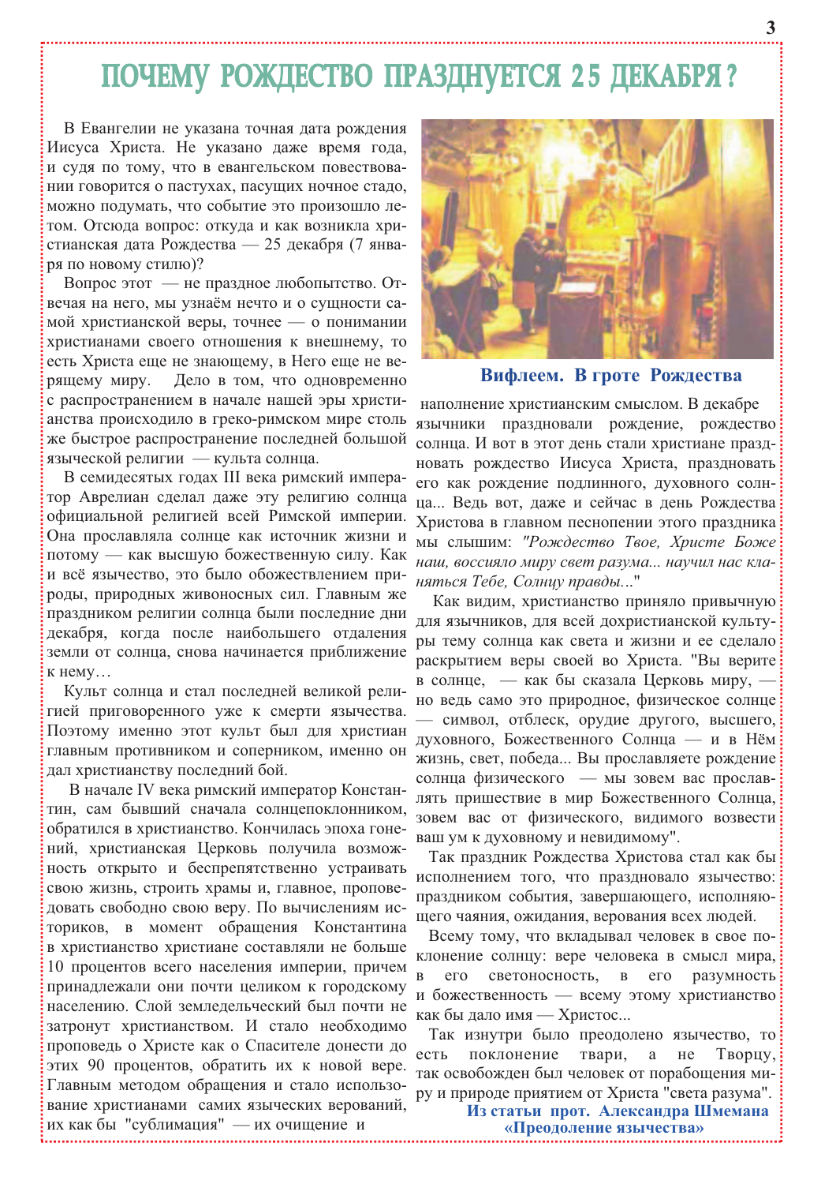# ПОЧЕМУ РОЖДЕСТВО ПРАЗДНУЕТСЯ 25 ДЕКАБРЯ?

В Евангелии не указана точная дата рождения Иисуса Христа. Не указано даже время года, и судя по тому, что в евангельском повествовании говорится о пастухах, пасущих ночное стадо, можно подумать, что событие это произошло летом. Отсюда вопрос: откуда и как возникла христианская дата Рождества — 25 декабря (7 января по новому стилю)?

Вопрос этот — не праздное любопытство. Отвечая на него, мы узнаём нечто и о сущности самой христианской веры, точнее — о понимании христианами своего отношения к внешнему, то есть Христа еще не знающему, в Него еще не верящему миру. Дело в том, что одновременно с распространением в начале нашей эры христианства происходило в греко-римском мире столь же быстрое распространение последней большой языческой религии — культа солнца.

В семидесятых годах III века римский император Аврелиан сделал даже эту религию солнца официальной религией всей Римской империи. Она прославляла солнце как источник жизни и потому — как высшую божественную силу. Как и всё язычество, это было обожествлением природы, природных живоносных сил. Главным же праздником религии солнца были последние дни декабря, когда после наибольшего отдаления земли от солнца, снова начинается приближение к нему…

Культ солнца и стал последней великой религией приговоренного уже к смерти язычества. Поэтому именно этот культ был для христиан главным противником и соперником, именно он дал христианству последний бой.

В начале IV века римский император Константин, сам бывший сначала солнцепоклонником, обратился в христианство. Кончилась эпоха гонений, христианская Церковь получила возможность открыто и беспрепятственно устраивать свою жизнь, строить храмы и, главное, проповедовать свободно свою веру. По вычислениям историков, в момент обращения Константина в христианство христиане составляли не больше 10 процентов всего населения империи, причем принадлежали они почти целиком к городскому населению. Слой земледельческий был почти не затронут христианством. И стало необходимо проповедь о Христе как о Спасителе донести до этих 90 процентов, обратить их к новой вере. Главным методом обращения и стало использование христианами самих языческих верований, их как бы "сублимация" — их очищение и наполнение христианским смыслом. В декабре язычники праздновали рождение, рождество солнца. И вот в этот день стали христиане праздновать рождество Иисуса Христа, праздновать его как рождение подлинного, духовного солнца... Ведь вот, даже и сейчас в день Рождества Христова в главном песнопении этого праздника мы слышим: *"Рождество Твое, Христе Боже наш, воссияло миру свет разума... научил нас кланяться Тебе, Солнцу правды..."*

**Вифлеем. В гроте Рождества**

Как видим, христианство приняло привычную для язычников, для всей дохристианской культуры тему солнца как света и жизни и ее сделало раскрытием веры своей во Христа. "Вы верите в солнце, — как бы сказала Церковь миру, — но ведь само это природное, физическое солнце — символ, отблеск, орудие другого, высшего, духовного, Божественного Солнца — и в Нём жизнь, свет, победа... Вы прославляете рождение солнца физического — мы зовем вас прославлять пришествие в мир Божественного Солнца, зовем вас от физического, видимого возвести ваш ум к духовному и невидимому".

Так праздник Рождества Христова стал как бы исполнением того, что праздновало язычество: праздником события, завершающего, исполняющего чаяния, ожидания, верования всех людей.

Всему тому, что вкладывал человек в свое поклонение солнцу: вере человека в смысл мира, в его светоносность, в его разумность и божественность — всему этому христианство как бы дало имя — Христос...

Так изнутри было преодолено язычество, то есть поклонение твари, а не Творцу, так освобожден был человек от порабощения миру и природе приятием от Христа "света разума".

**Из статьи прот. Александра Шмемана «Преодоление язычества»**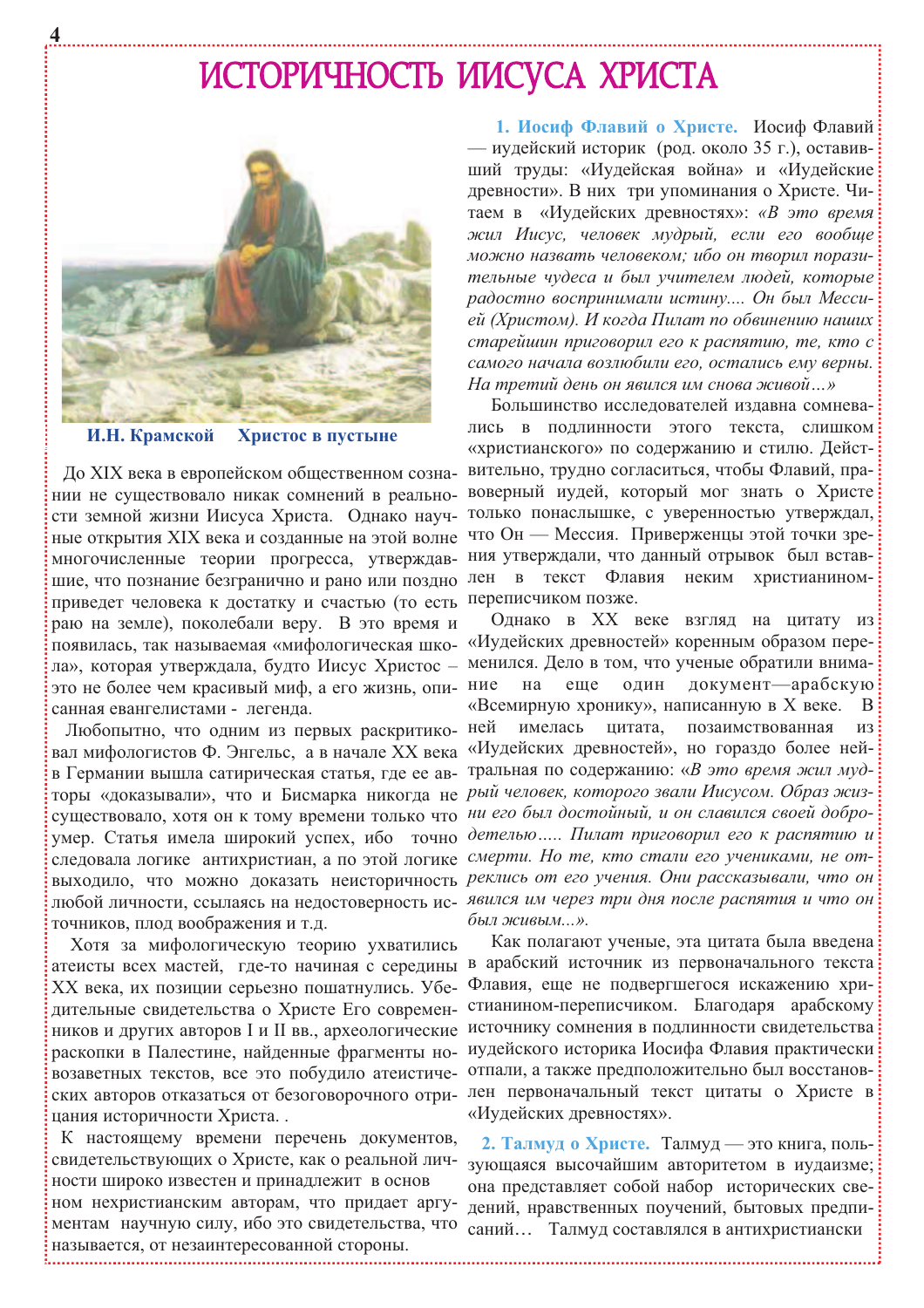# ИСТОРИЧНОСТЬ ИИСУСА ХРИСТА

**И.Н. Крамской Христос в пустыне**

До XIX века в европейском общественном сознании не существовало никак сомнений в реальности земной жизни Иисуса Христа. Однако научные открытия XIX века и созданные на этой волне многочисленные теории прогресса, утверждавшие, что познание безгранично и рано или поздно приведет человека к достатку и счастью (то есть раю на земле), поколебали веру. В это время и появилась, так называемая «мифологическая школа», которая утверждала, будто Иисус Христос – это не более чем красивый миф, а его жизнь, описанная евангелистами - легенда.

Любопытно, что одним из первых раскритиковал мифологистов Ф. Энгельс, а в начале XX века в Германии вышла сатирическая статья, где ее авторы «доказывали», что и Бисмарка никогда не существовало, хотя он к тому времени только что умер. Статья имела широкий успех, ибо точно следовала логике антихристиан, а по этой логике выходило, что можно доказать неисторичность любой личности, ссылаясь на недостоверность источников, плод воображения и т.д.

Хотя за мифологическую теорию ухватились атеисты всех мастей, где-то начиная с середины XX века, их позиции серьезно пошатнулись. Убедительные свидетельства о Христе Его современников и других авторов I и II вв., археологические раскопки в Палестине, найденные фрагменты новозаветных текстов, все это побудило атеистических авторов отказаться от безоговорочного отрицания историчности Христа. .

К настоящему времени перечень документов, свидетельствующих о Христе, как о реальной личности широко известен и принадлежит в основ ном нехристианским авторам, что придает аргументам научную силу, ибо это свидетельства, что называется, от незаинтересованной стороны.

**1. Иосиф Флавий о Христе.** Иосиф Флавий — иудейский историк (род. около 35 г.), оставивший труды: «Иудейская война» и «Иудейские древности». В них три упоминания о Христе. Читаем в «Иудейских древностях»: *«В это время жил Иисус, человек мудрый, если его вообще можно назвать человеком; ибо он творил поразительные чудеса и был учителем людей, которые радостно воспринимали истину.... Он был Мессией (Христом). И когда Пилат по обвинению наших старейшин приговорил его к распятию, те, кто с самого начала возлюбили его, остались ему верны. На третий день он явился им снова живой…»*

Большинство исследователей издавна сомневались в подлинности этого текста, слишком «христианского» по содержанию и стилю. Действительно, трудно согласиться, чтобы Флавий, правоверный иудей, который мог знать о Христе только понаслышке, с уверенностью утверждал, что Он — Мессия. Приверженцы этой точки зрения утверждали, что данный отрывок был вставлен в текст Флавия неким христианином-переписчиком позже.

Однако в XX веке взгляд на цитату из «Иудейских древностей» коренным образом переменился. Дело в том, что ученые обратили внимание на еще один документ—арабскую «Всемирную хронику», написанную в X веке. В ней имелась цитата, позаимствованная из «Иудейских древностей», но гораздо более нейтральная по содержанию: *«В это время жил мудрый человек, которого звали Иисусом. Образ жизни его был достойный, и он славился своей добродетелью….. Пилат приговорил его к распятию и смерти. Но те, кто стали его учениками, не отреклись от его учения. Они рассказывали, что он явился им через три дня после распятия и что он был живым...»*.

Как полагают ученые, эта цитата была введена в арабский источник из первоначального текста Флавия, еще не подвергшегося искажению христианином-переписчиком. Благодаря арабскому источнику сомнения в подлинности свидетельства иудейского историка Иосифа Флавия практически отпали, а также предположительно был восстановлен первоначальный текст цитаты о Христе в «Иудейских древностях».

**2. Талмуд о Христе.** Талмуд — это книга, пользующаяся высочайшим авторитетом в иудаизме; она представляет собой набор исторических сведений, нравственных поучений, бытовых предписаний… Талмуд составлялся в антихристиански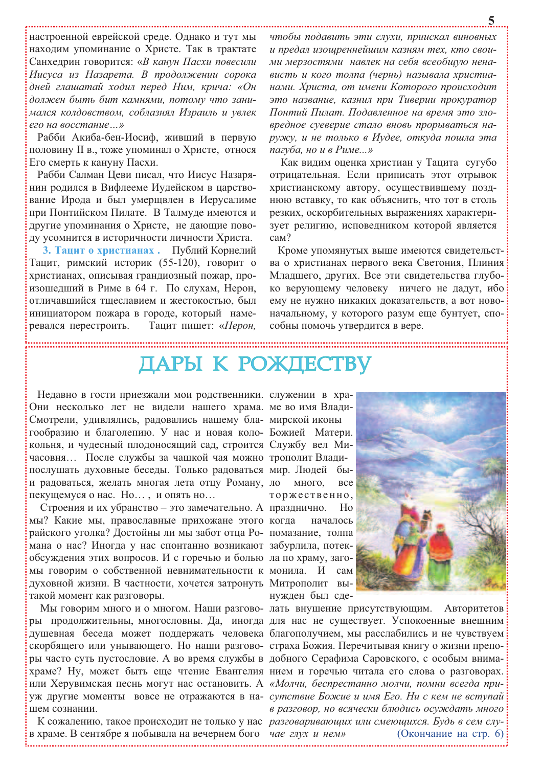настроенной еврейской среде. Однако и тут мы находим упоминание о Христе. Так в трактате Санхедрин говорится: «*В канун Пасхи повесили Иисуса из Назарета. В продолжении сорока дней глашатай ходил перед Ним, крича: «Он должен быть бит камнями, потому что занимался колдовством, соблазнял Израиль и увлек его на восстание…*»

Рабби Акиба-бен-Иосиф, живший в первую половину II в., тоже упоминал о Христе, относя Его смерть к кануну Пасхи.

Рабби Салман Цеви писал, что Иисус Назарянин родился в Вифлееме Иудейском в царствование Ирода и был умерщвлен в Иерусалиме при Понтийском Пилате. В Талмуде имеются и другие упоминания о Христе, не дающие поводу усомнится в историчности личности Христа.

**3. Тацит о христианах .** Публий Корнелий Тацит, римский историк (55-120), говорит о христианах, описывая грандиозный пожар, происшедший в Риме в 64 г. По слухам, Нерон, отличавшийся тщеславием и жестокостью, был инициатором пожара в городе, который намеревался перестроить. Тацит пишет: «*Нерон, чтобы подавить эти слухи, приискал виновных и предал изощреннейшим казням тех, кто своими мерзостями навлек на себя всеобщую ненависть и кого толпа (чернь) называла христианами. Христа, от имени Которого происходит это название, казнил при Тиверии прокуратор Понтий Пилат. Подавленное на время это зловредное суеверие стало вновь прорываться наружу, и не только в Иудее, откуда пошла эта пагуба, но и в Риме...*»

Как видим оценка христиан у Тацита сугубо отрицательная. Если приписать этот отрывок христианскому автору, осуществившему позднюю вставку, то как объяснить, что тот в столь резких, оскорбительных выражениях характеризует религию, исповедником которой является сам?

Кроме упомянутых выше имеются свидетельства о христианах первого века Светония, Плиния Младшего, других. Все эти свидетельства глубоко верующему человеку ничего не дадут, ибо ему не нужно никаких доказательств, а вот новоначальному, у которого разум еще бунтует, способны помочь утвердится в вере.

# ДАРЫ К РОЖДЕСТВУ

Недавно в гости приезжали мои родственники. Они несколько лет не видели нашего храма. Смотрели, удивлялись, радовались нашему благообразию и благолепию. У нас и новая колокольня, и чудесный плодоносящий сад, строится часовня… После службы за чашкой чая можно послушать духовные беседы. Только радоваться и радоваться, желать многая лета отцу Роману, пекущемуся о нас. Но… , и опять но…

Строения и их убранство – это замечательно. А мы? Какие мы, православные прихожане этого райского уголка? Достойны ли мы забот отца Романа о нас? Иногда у нас спонтанно возникают обсуждения этих вопросов. И с горечью и болью мы говорим о собственной невнимательности к духовной жизни. В частности, хочется затронуть такой момент как разговоры.

Мы говорим много и о многом. Наши разговоры продолжительны, многословны. Да, иногда душевная беседа может поддержать человека скорбящего или унывающего. Но наши разговоры часто суть пустословие. А во время службы в храме? Ну, может быть еще чтение Евангелия или Херувимская песнь могут нас остановить. А уж другие моменты вовсе не отражаются в нашем сознании.

К сожалению, такое происходит не только у нас в храме. В сентябре я побывала на вечернем богослужении в храме во имя Владимирской иконы Божией Матери. Службу вел Митрополит Владимир. Людей было много, все торжественно, празднично. Но когда началось помазание, толпа забурлила, потекла по храму, загомонила. И сам Митрополит вынужден был сделать внушение присутствующим. Авторитетов для нас не существует. Успокоенные внешним благополучием, мы расслабились и не чувствуем страха Божия. Перечитывая книгу о жизни преподобного Серафима Саровского, с особым вниманием и горечью читала его слова о разговорах. «*Молчи, беспрестанно молчи, помни всегда присутствие Божие и имя Его. Ни с кем не вступай в разговор, но всячески блюдись осуждать много разговаривающих или смеющихся. Будь в сем случае глух и нем*»

(Окончание на стр. 6)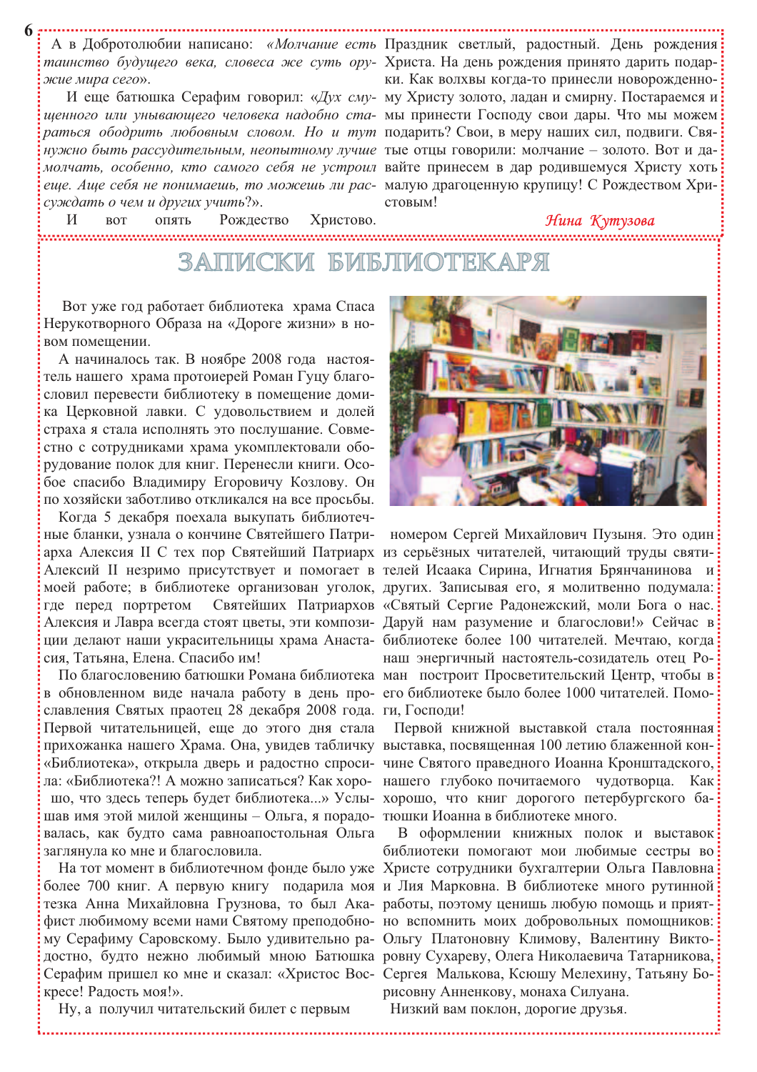А в Добротолюбии написано: *«Молчание есть таинство будущего века, словеса же суть оружие мира сего»*.

И еще батюшка Серафим говорил: «*Дух смущенного или унывающего человека надобно стараться ободрить любовным словом. Но и тут нужно быть рассудительным, неопытному лучше молчать, особенно, кто самого себя не устроил еще. Аще себя не понимаешь, то можешь ли рассуждать о чем и других учить?*».

И вот опять Рождество Христово. Праздник светлый, радостный. День рождения Христа. На день рождения принято дарить подарки. Как волхвы когда-то принесли новорожденному Христу золото, ладан и смирну. Постараемся и мы принести Господу свои дары. Что мы можем подарить? Свои, в меру наших сил, подвиги. Святые отцы говорили: молчание – золото. Вот и давайте принесем в дар родившемуся Христу хоть малую драгоценную крупицу! С Рождеством Христовым!

*Нина Кутузова*

# ЗАПИСКИ БИБЛИОТЕКАРЯ

Вот уже год работает библиотека храма Спаса Нерукотворного Образа на «Дороге жизни» в новом помещении.

А начиналось так. В ноябре 2008 года настоятель нашего храма протоиерей Роман Гуцу благословил перевести библиотеку в помещение домика Церковной лавки. С удовольствием и долей страха я стала исполнять это послушание. Совместно с сотрудниками храма укомплектовали оборудование полок для книг. Перенесли книги. Особое спасибо Владимиру Егоровичу Козлову. Он по хозяйски заботливо откликался на все просьбы.

Когда 5 декабря поехала выкупать библиотечные бланки, узнала о кончине Святейшего Патриарха Алексия II С тех пор Святейший Патриарх Алексий II незримо присутствует и помогает в моей работе; в библиотеке организован уголок, где перед портретом Святейших Патриархов Алексия и Лавра всегда стоят цветы, эти композиции делают наши украсительницы храма Анастасия, Татьяна, Елена. Спасибо им!

По благословению батюшки Романа библиотека в обновленном виде начала работу в день прославления Святых праотец 28 декабря 2008 года. Первой читательницей, еще до этого дня стала прихожанка нашего Храма. Она, увидев табличку «Библиотека», открыла дверь и радостно спросила: «Библиотека?! А можно записаться? Как хорошо, что здесь теперь будет библиотека...» Услышав имя этой милой женщины – Ольга, я порадовалась, как будто сама равноапостольная Ольга заглянула ко мне и благословила.

На тот момент в библиотечном фонде было уже более 700 книг. А первую книгу подарила моя тезка Анна Михайловна Грузнова, то был Акафист любимому всеми нами Святому преподобному Серафиму Саровскому. Было удивительно радостно, будто нежно любимый мною Батюшка Серафим пришел ко мне и сказал: «Христос Воскресе! Радость моя!».

Ну, а получил читательский билет с первым номером Сергей Михайлович Пузыня. Это один из серьёзных читателей, читающий труды святителей Исаака Сирина, Игнатия Брянчанинова и других. Записывая его, я молитвенно подумала: «Святый Сергие Радонежский, моли Бога о нас. Даруй нам разумение и благослови!» Сейчас в библиотеке более 100 читателей. Мечтаю, когда наш энергичный настоятель-созидатель отец Роман построит Просветительский Центр, чтобы в его библиотеке было более 1000 читателей. Помоги, Господи!

Первой книжной выставкой стала постоянная выставка, посвященная 100 летию блаженной кончине Святого праведного Иоанна Кронштадского, нашего глубоко почитаемого чудотворца. Как хорошо, что книг дорогого петербургского батюшки Иоанна в библиотеке много.

В оформлении книжных полок и выставок библиотеки помогают мои любимые сестры во Христе сотрудники бухгалтерии Ольга Павловна и Лия Марковна. В библиотеке много рутинной работы, поэтому ценишь любую помощь и приятно вспомнить моих добровольных помощников: Ольгу Платоновну Климову, Валентину Викторовну Сухареву, Олега Николаевича Татарникова, Сергея Малькова, Ксюшу Мелехину, Татьяну Борисовну Анненкову, монаха Силуана.

Низкий вам поклон, дорогие друзья.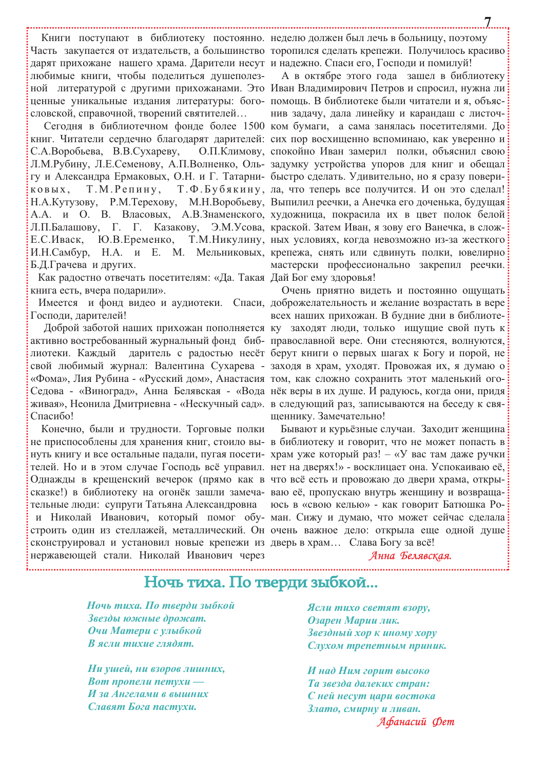Книги поступают в библиотеку постоянно. Часть закупается от издательств, а большинство дарят прихожане нашего храма. Дарители несут любимые книги, чтобы поделиться душеполезной литературой с другими прихожанами. Это ценные уникальные издания литературы: богословской, справочной, творений святителей…

Сегодня в библиотечном фонде более 1500 книг. Читатели сердечно благодарят дарителей: С.А.Воробьева, В.В.Сухареву, О.П.Климову, Л.М.Рубину, Л.Е.Семенову, А.П.Волненко, Ольгу и Александра Ермаковых, О.Н. и Г. Татарниковых, Т.М.Репину, Т.Ф.Бубякину, Н.А.Кутузову, Р.М.Терехову, М.Н.Воробьеву, А.А. и О. В. Власовых, А.В.Знаменского, Л.П.Балашову, Г. Г. Казакову, Э.М.Усова, Е.С.Иваск, Ю.В.Еременко, Т.М.Никулину, И.Н.Самбур, Н.А. и Е. М. Мельниковых, Б.Д.Грачева и других.

Как радостно отвечать посетителям: «Да. Такая книга есть, вчера подарили».

Имеется и фонд видео и аудиотеки. Спаси, Господи, дарителей!

Доброй заботой наших прихожан пополняется активно востребованный журнальный фонд библиотеки. Каждый даритель с радостью несёт свой любимый журнал: Валентина Сухарева - «Фома», Лия Рубина - «Русский дом», Анастасия Седова - «Виноград», Анна Белявская - «Вода живая», Неонила Дмитриевна - «Нескучный сад». Спасибо!

Конечно, были и трудности. Торговые полки не приспособлены для хранения книг, стоило вынуть книгу и все остальные падали, пугая посетителей. Но и в этом случае Господь всё управил. Однажды в крещенский вечерок (прямо как в сказке!) в библиотеку на огонёк зашли замечательные люди: супруги Татьяна Александровна и Николай Иванович, который помог обустроить один из стеллажей, металлический. Он сконструировал и установил новые крепежи из нержавеющей стали. Николай Иванович через неделю должен был лечь в больницу, поэтому торопился сделать крепежи. Получилось красиво и надежно. Спаси его, Господи и помилуй!

А в октябре этого года зашел в библиотеку Иван Владимирович Петров и спросил, нужна ли помощь. В библиотеке были читатели и я, объяснив задачу, дала линейку и карандаш с листочком бумаги, а сама занялась посетителями. До сих пор восхищенно вспоминаю, как уверенно и спокойно Иван замерил полки, объяснил свою задумку устройства упоров для книг и обещал быстро сделать. Удивительно, но я сразу поверила, что теперь все получится. И он это сделал! Выпилил реечки, а Анечка его доченька, будущая художница, покрасила их в цвет полок белой краской. Затем Иван, я зову его Ванечка, в сложных условиях, когда невозможно из-за жесткого крепежа, снять или сдвинуть полки, ювелирно мастерски профессионально закрепил реечки. Дай Бог ему здоровья!

Очень приятно видеть и постоянно ощущать доброжелательность и желание возрастать в вере всех наших прихожан. В будние дни в библиотеку заходят люди, только ищущие свой путь к православной вере. Они стесняются, волнуются, берут книги о первых шагах к Богу и порой, не заходя в храм, уходят. Провожая их, я думаю о том, как сложно сохранить этот маленький огонёк веры в их душе. И радуюсь, когда они, придя в следующий раз, записываются на беседу к священнику. Замечательно!

Бывают и курьёзные случаи. Заходит женщина в библиотеку и говорит, что не может попасть в храм уже который раз! – «У вас там даже ручки нет на дверях!» - восклицает она. Успокаиваю её, что всё есть и провожаю до двери храма, открываю её, пропускаю внутрь женщину и возвращаюсь в «свою келью» - как говорит Батюшка Роман. Сижу и думаю, что может сейчас сделала очень важное дело: открыла еще одной душе дверь в храм… Слава Богу за всё!

*Анна Белявская.*

## Ночь тиха. По тверди зыбкой…

*Ночь тиха. По тверди зыбкой*
*Звезды южные дрожат.*
*Очи Матери с улыбкой*
*В ясли тихие глядят.*

*Ни ушей, ни взоров лишних,*
*Вот пропели петухи —*
*И за Ангелами в вышних*
*Славят Бога пастухи.*

*Ясли тихо светят взору,*
*Озарен Марии лик.*
*Звездный хор к иному хору*
*Слухом трепетным приник.*

*И над Ним горит высоко*
*Та звезда далеких стран:*
*С ней несут цари востока*
*Злато, смирну и ливан.*

*Афанасий Фет*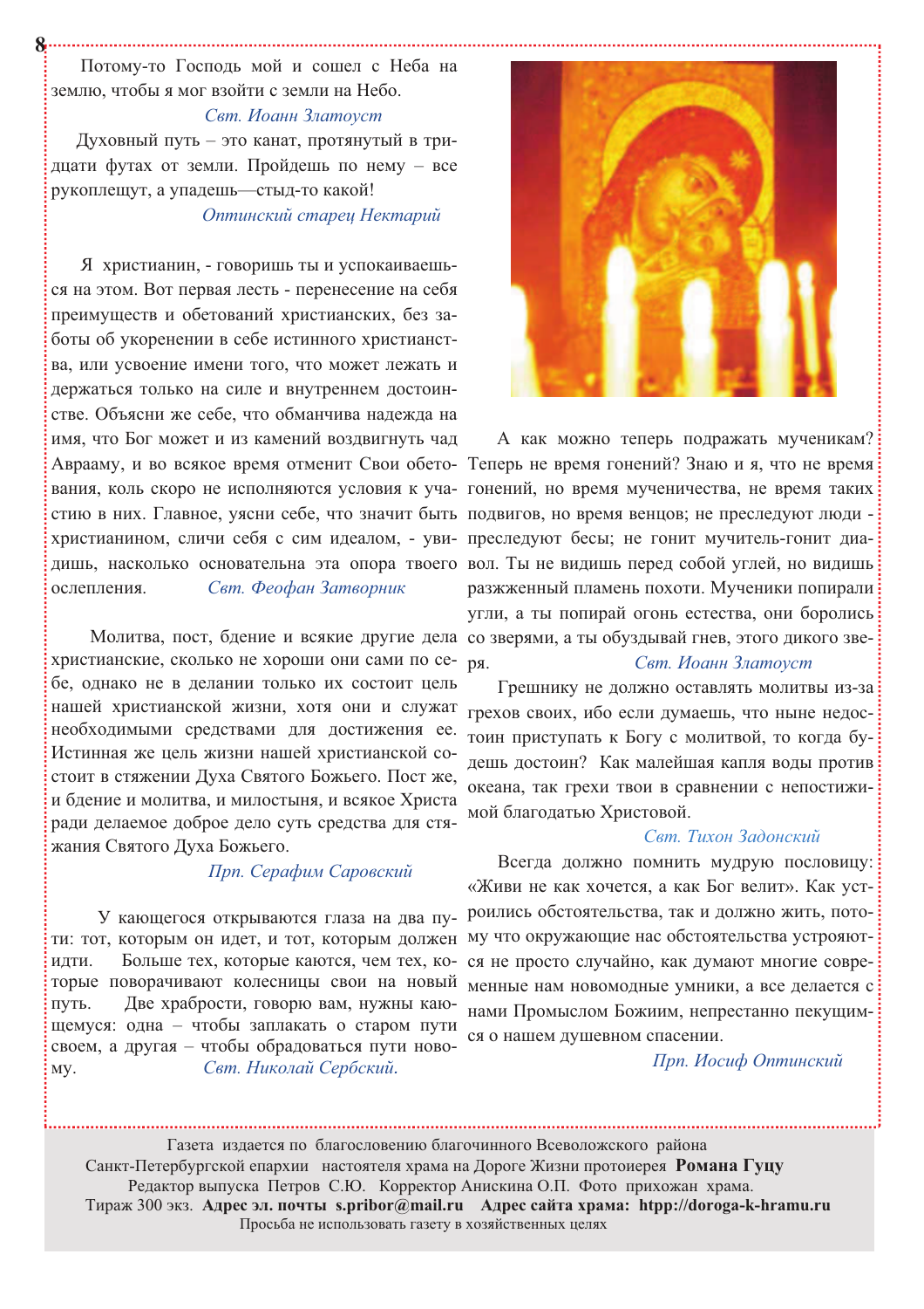Потому-то Господь мой и сошел с Неба на землю, чтобы я мог взойти с земли на Небо.

*Свт. Иоанн Златоуст*

Духовный путь – это канат, протянутый в тридцати футах от земли. Пройдешь по нему – все рукоплещут, а упадешь—стыд-то какой!

*Оптинский старец Нектарий*

Я христианин, - говоришь ты и успокаиваешься на этом. Вот первая лесть - перенесение на себя преимуществ и обетований христианских, без заботы об укоренении в себе истинного христианства, или усвоение имени того, что может лежать и держаться только на силе и внутреннем достоинстве. Объясни же себе, что обманчива надежда на имя, что Бог может и из камений воздвигнуть чад Аврааму, и во всякое время отменит Свои обетования, коль скоро не исполняются условия к участию в них. Главное, уясни себе, что значит быть христианином, сличи себя с сим идеалом, - увидишь, насколько основательна эта опора твоего ослепления. *Свт. Феофан Затворник*

Молитва, пост, бдение и всякие другие дела христианские, сколько не хороши они сами по себе, однако не в делании только их состоит цель нашей христианской жизни, хотя они и служат необходимыми средствами для достижения ее. Истинная же цель жизни нашей христианской состоит в стяжении Духа Святого Божьего. Пост же, и бдение и молитва, и милостыня, и всякое Христа ради делаемое доброе дело суть средства для стяжания Святого Духа Божьего.

*Прп. Серафим Саровский*

У кающегося открываются глаза на два пути: тот, которым он идет, и тот, которым должен идти. Больше тех, которые каются, чем тех, которые поворачивают колесницы свои на новый путь. Две храбрости, говорю вам, нужны кающемуся: одна – чтобы заплакать о старом пути своем, а другая – чтобы обрадоваться пути новому. *Свт. Николай Сербский.*

А как можно теперь подражать мученикам? Теперь не время гонений? Знаю и я, что не время гонений, но время мученичества, не время таких подвигов, но время венцов; не преследуют люди - преследуют бесы; не гонит мучитель-гонит диавол. Ты не видишь перед собой углей, но видишь разжженный пламень похоти. Мученики попирали угли, а ты попирай огонь естества, они боролись со зверями, а ты обуздывай гнев, этого дикого зверя. *Свт. Иоанн Златоуст*

Грешнику не должно оставлять молитвы из-за грехов своих, ибо если думаешь, что ныне недостоин приступать к Богу с молитвой, то когда будешь достоин? Как малейшая капля воды против океана, так грехи твои в сравнении с непостижимой благодатью Христовой.

*Свт. Тихон Задонский*

Всегда должно помнить мудрую пословицу: «Живи не как хочется, а как Бог велит». Как устроились обстоятельства, так и должно жить, потому что окружающие нас обстоятельства устроются не просто случайно, как думают многие современные нам новомодные умники, а все делается с нами Промыслом Божиим, непрестанно пекущимся о нашем душевном спасении.

*Прп. Иосиф Оптинский*

Газета издается по благословению благочинного Всеволожского района Санкт-Петербургской епархии настоятеля храма на Дороге Жизни протоиерея **Романа Гуцу**
Редактор выпуска Петров С.Ю. Корректор Анискина О.П. Фото прихожан храма.
Тираж 300 экз. **Адрес эл. почты s.pribor@mail.ru Адрес сайта храма: htpp://doroga-k-hramu.ru**
Просьба не использовать газету в хозяйственных целях